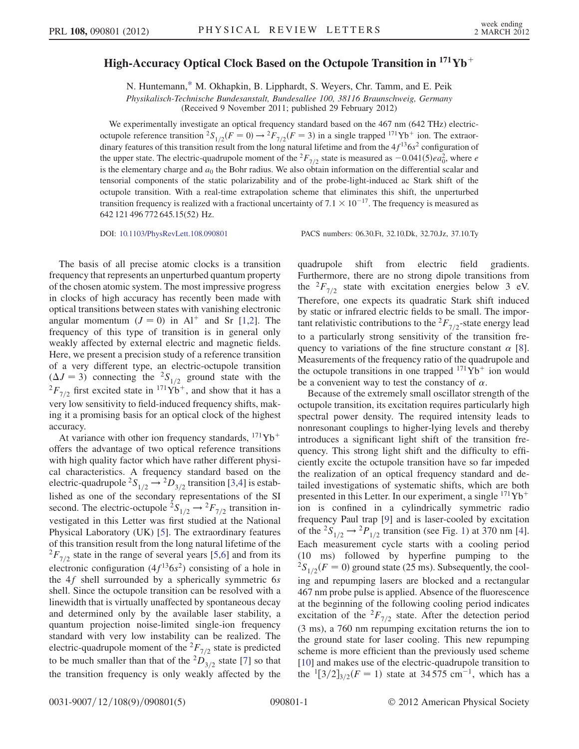# High-Accuracy Optical Clock Based on the Octupole Transition in $^{171}$Yb$^{+}$

N. Huntemann,* M. Okhapkin, B. Lipphardt, S. Weyers, Chr. Tamm, and E. Peik

*Physikalisch-Technische Bundesanstalt, Bundesallee 100, 38116 Braunschweig, Germany*

(Received 9 November 2011; published 29 February 2012)

We experimentally investigate an optical frequency standard based on the 467 nm (642 THz) electric-octupole reference transition $^2S_{1/2}(F=0) \rightarrow {}^2F_{7/2}(F=3)$ in a single trapped $^{171}$Yb$^{+}$ ion. The extraordinary features of this transition result from the long natural lifetime and from the $4f^{13}6s^2$ configuration of the upper state. The electric-quadrupole moment of the $^2F_{7/2}$ state is measured as $-0.041(5)ea_0^2$, where $e$ is the elementary charge and $a_0$ the Bohr radius. We also obtain information on the differential scalar and tensorial components of the static polarizability and of the probe-light-induced ac Stark shift of the octupole transition. With a real-time extrapolation scheme that eliminates this shift, the unperturbed transition frequency is realized with a fractional uncertainty of $7.1 \times 10^{-17}$. The frequency is measured as 642 121 496 772 645.15(52) Hz.

DOI: 10.1103/PhysRevLett.108.090801 PACS numbers: 06.30.Ft, 32.10.Dk, 32.70.Jz, 37.10.Ty

The basis of all precise atomic clocks is a transition frequency that represents an unperturbed quantum property of the chosen atomic system. The most impressive progress in clocks of high accuracy has recently been made with optical transitions between states with vanishing electronic angular momentum ($J = 0$) in Al$^{+}$ and Sr [1,2]. The frequency of this type of transition is in general only weakly affected by external electric and magnetic fields. Here, we present a precision study of a reference transition of a very different type, an electric-octupole transition ($\Delta J = 3$) connecting the $^2S_{1/2}$ ground state with the $^2F_{7/2}$ first excited state in $^{171}$Yb$^{+}$, and show that it has a very low sensitivity to field-induced frequency shifts, making it a promising basis for an optical clock of the highest accuracy.

At variance with other ion frequency standards, $^{171}$Yb$^{+}$ offers the advantage of two optical reference transitions with high quality factor which have rather different physical characteristics. A frequency standard based on the electric-quadrupole $^2S_{1/2} \rightarrow {}^2D_{3/2}$ transition [3,4] is established as one of the secondary representations of the SI second. The electric-octupole $^2S_{1/2} \rightarrow {}^2F_{7/2}$ transition investigated in this Letter was first studied at the National Physical Laboratory (UK) [5]. The extraordinary features of this transition result from the long natural lifetime of the $^2F_{7/2}$ state in the range of several years [5,6] and from its electronic configuration ($4f^{13}6s^2$) consisting of a hole in the $4f$ shell surrounded by a spherically symmetric $6s$ shell. Since the octupole transition can be resolved with a linewidth that is virtually unaffected by spontaneous decay and determined only by the available laser stability, a quantum projection noise-limited single-ion frequency standard with very low instability can be realized. The electric-quadrupole moment of the $^2F_{7/2}$ state is predicted to be much smaller than that of the $^2D_{3/2}$ state [7] so that the transition frequency is only weakly affected by the quadrupole shift from electric field gradients. Furthermore, there are no strong dipole transitions from the $^2F_{7/2}$ state with excitation energies below 3 eV. Therefore, one expects its quadratic Stark shift induced by static or infrared electric fields to be small. The important relativistic contributions to the $^2F_{7/2}$-state energy lead to a particularly strong sensitivity of the transition frequency to variations of the fine structure constant $\alpha$ [8]. Measurements of the frequency ratio of the quadrupole and the octupole transitions in one trapped $^{171}$Yb$^{+}$ ion would be a convenient way to test the constancy of $\alpha$.

Because of the extremely small oscillator strength of the octupole transition, its excitation requires particularly high spectral power density. The required intensity leads to nonresonant couplings to higher-lying levels and thereby introduces a significant light shift of the transition frequency. This strong light shift and the difficulty to efficiently excite the octupole transition have so far impeded the realization of an optical frequency standard and detailed investigations of systematic shifts, which are both presented in this Letter. In our experiment, a single $^{171}$Yb$^{+}$ ion is confined in a cylindrically symmetric radio frequency Paul trap [9] and is laser-cooled by excitation of the $^2S_{1/2} \rightarrow {}^2P_{1/2}$ transition (see Fig. 1) at 370 nm [4]. Each measurement cycle starts with a cooling period (10 ms) followed by hyperfine pumping to the $^2S_{1/2}(F=0)$ ground state (25 ms). Subsequently, the cooling and repumping lasers are blocked and a rectangular 467 nm probe pulse is applied. Absence of the fluorescence at the beginning of the following cooling period indicates excitation of the $^2F_{7/2}$ state. After the detection period (3 ms), a 760 nm repumping excitation returns the ion to the ground state for laser cooling. This new repumping scheme is more efficient than the previously used scheme [10] and makes use of the electric-quadrupole transition to the $^1[3/2]_{3/2}(F=1)$ state at 34 575 cm$^{-1}$, which has a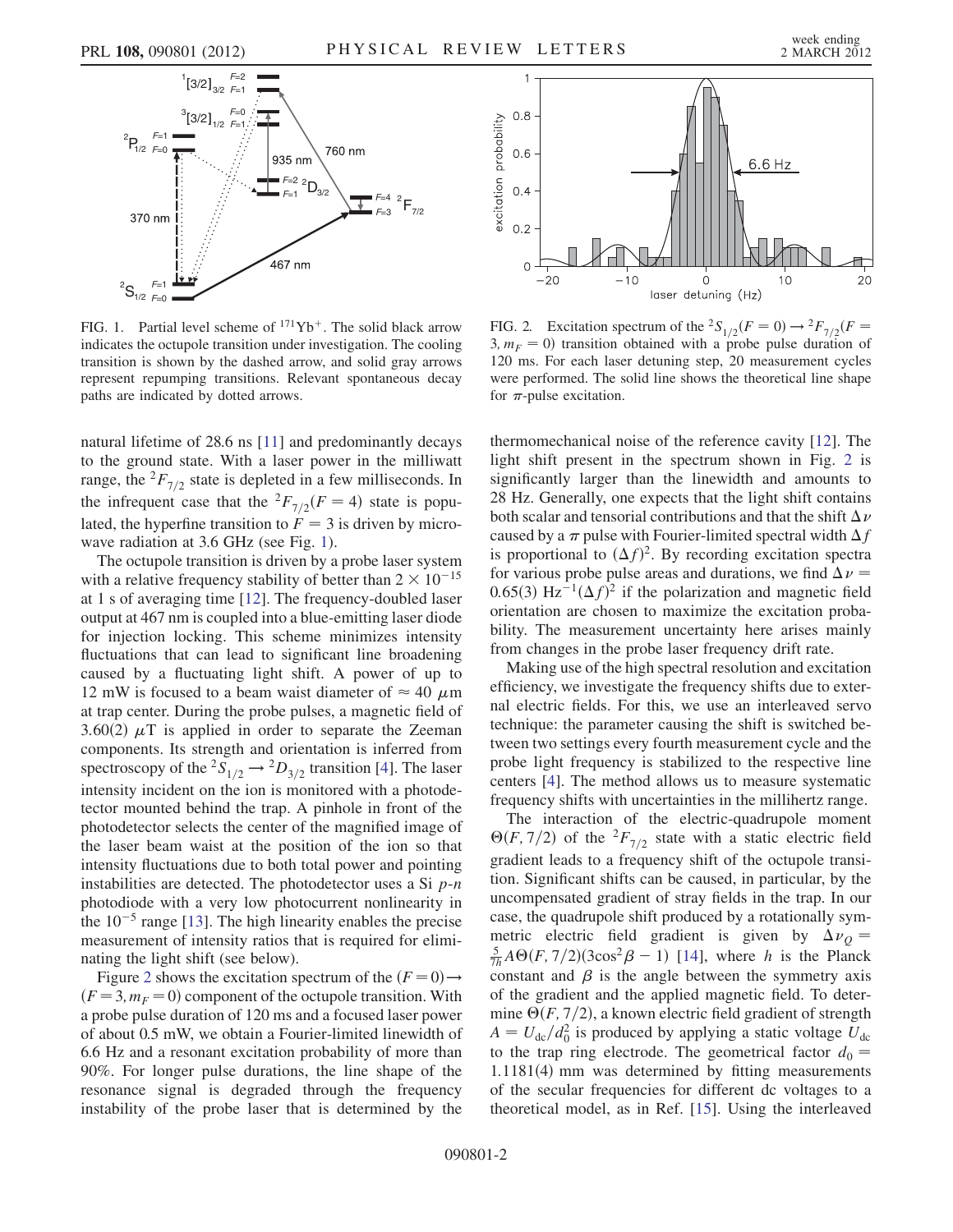$^1[3/2]_{3/2}$ F=2 F=1

$^3[3/2]_{1/2}$ F=0 F=1

$^2P_{1/2}$ F=1 F=0

935 nm

760 nm

F=2 $^2D_{3/2}$ F=1

F=4 $^2F_{7/2}$ F=3

370 nm

467 nm

$^2S_{1/2}$ F=1 F=0

FIG. 1. Partial level scheme of $^{171}Yb^+$. The solid black arrow indicates the octupole transition under investigation. The cooling transition is shown by the dashed arrow, and solid gray arrows represent repumping transitions. Relevant spontaneous decay paths are indicated by dotted arrows.

excitation probability

6.6 Hz

laser detuning (Hz)

FIG. 2. Excitation spectrum of the $^2S_{1/2}(F = 0) \rightarrow {}^2F_{7/2}(F = 3, m_F = 0)$ transition obtained with a probe pulse duration of 120 ms. For each laser detuning step, 20 measurement cycles were performed. The solid line shows the theoretical line shape for $\pi$-pulse excitation.

natural lifetime of 28.6 ns [11] and predominantly decays to the ground state. With a laser power in the milliwatt range, the $^2F_{7/2}$ state is depleted in a few milliseconds. In the infrequent case that the $^2F_{7/2}(F = 4)$ state is populated, the hyperfine transition to $F = 3$ is driven by microwave radiation at 3.6 GHz (see Fig. 1).

The octupole transition is driven by a probe laser system with a relative frequency stability of better than $2 \times 10^{-15}$ at 1 s of averaging time [12]. The frequency-doubled laser output at 467 nm is coupled into a blue-emitting laser diode for injection locking. This scheme minimizes intensity fluctuations that can lead to significant line broadening caused by a fluctuating light shift. A power of up to 12 mW is focused to a beam waist diameter of $\approx 40\ \mu$m at trap center. During the probe pulses, a magnetic field of $3.60(2)\ \mu$T is applied in order to separate the Zeeman components. Its strength and orientation is inferred from spectroscopy of the $^2S_{1/2} \rightarrow {}^2D_{3/2}$ transition [4]. The laser intensity incident on the ion is monitored with a photodetector mounted behind the trap. A pinhole in front of the photodetector selects the center of the magnified image of the laser beam waist at the position of the ion so that intensity fluctuations due to both total power and pointing instabilities are detected. The photodetector uses a Si *p-n* photodiode with a very low photocurrent nonlinearity in the $10^{-5}$ range [13]. The high linearity enables the precise measurement of intensity ratios that is required for eliminating the light shift (see below).

Figure 2 shows the excitation spectrum of the $(F = 0) \rightarrow (F = 3, m_F = 0)$ component of the octupole transition. With a probe pulse duration of 120 ms and a focused laser power of about 0.5 mW, we obtain a Fourier-limited linewidth of 6.6 Hz and a resonant excitation probability of more than 90%. For longer pulse durations, the line shape of the resonance signal is degraded through the frequency instability of the probe laser that is determined by the thermomechanical noise of the reference cavity [12]. The light shift present in the spectrum shown in Fig. 2 is significantly larger than the linewidth and amounts to 28 Hz. Generally, one expects that the light shift contains both scalar and tensorial contributions and that the shift $\Delta\nu$ caused by a $\pi$ pulse with Fourier-limited spectral width $\Delta f$ is proportional to $(\Delta f)^2$. By recording excitation spectra for various probe pulse areas and durations, we find $\Delta\nu = 0.65(3)\ \mathrm{Hz}^{-1}(\Delta f)^2$ if the polarization and magnetic field orientation are chosen to maximize the excitation probability. The measurement uncertainty here arises mainly from changes in the probe laser frequency drift rate.

Making use of the high spectral resolution and excitation efficiency, we investigate the frequency shifts due to external electric fields. For this, we use an interleaved servo technique: the parameter causing the shift is switched between two settings every fourth measurement cycle and the probe light frequency is stabilized to the respective line centers [4]. The method allows us to measure systematic frequency shifts with uncertainties in the millihertz range.

The interaction of the electric-quadrupole moment $\Theta(F, 7/2)$ of the $^2F_{7/2}$ state with a static electric field gradient leads to a frequency shift of the octupole transition. Significant shifts can be caused, in particular, by the uncompensated gradient of stray fields in the trap. In our case, the quadrupole shift produced by a rotationally symmetric electric field gradient is given by $\Delta\nu_Q = \frac{5}{7h} A\Theta(F, 7/2)(3\cos^2\beta - 1)$ [14], where $h$ is the Planck constant and $\beta$ is the angle between the symmetry axis of the gradient and the applied magnetic field. To determine $\Theta(F, 7/2)$, a known electric field gradient of strength $A = U_{\mathrm{dc}}/d_0^2$ is produced by applying a static voltage $U_{\mathrm{dc}}$ to the trap ring electrode. The geometrical factor $d_0 = 1.1181(4)$ mm was determined by fitting measurements of the secular frequencies for different dc voltages to a theoretical model, as in Ref. [15]. Using the interleaved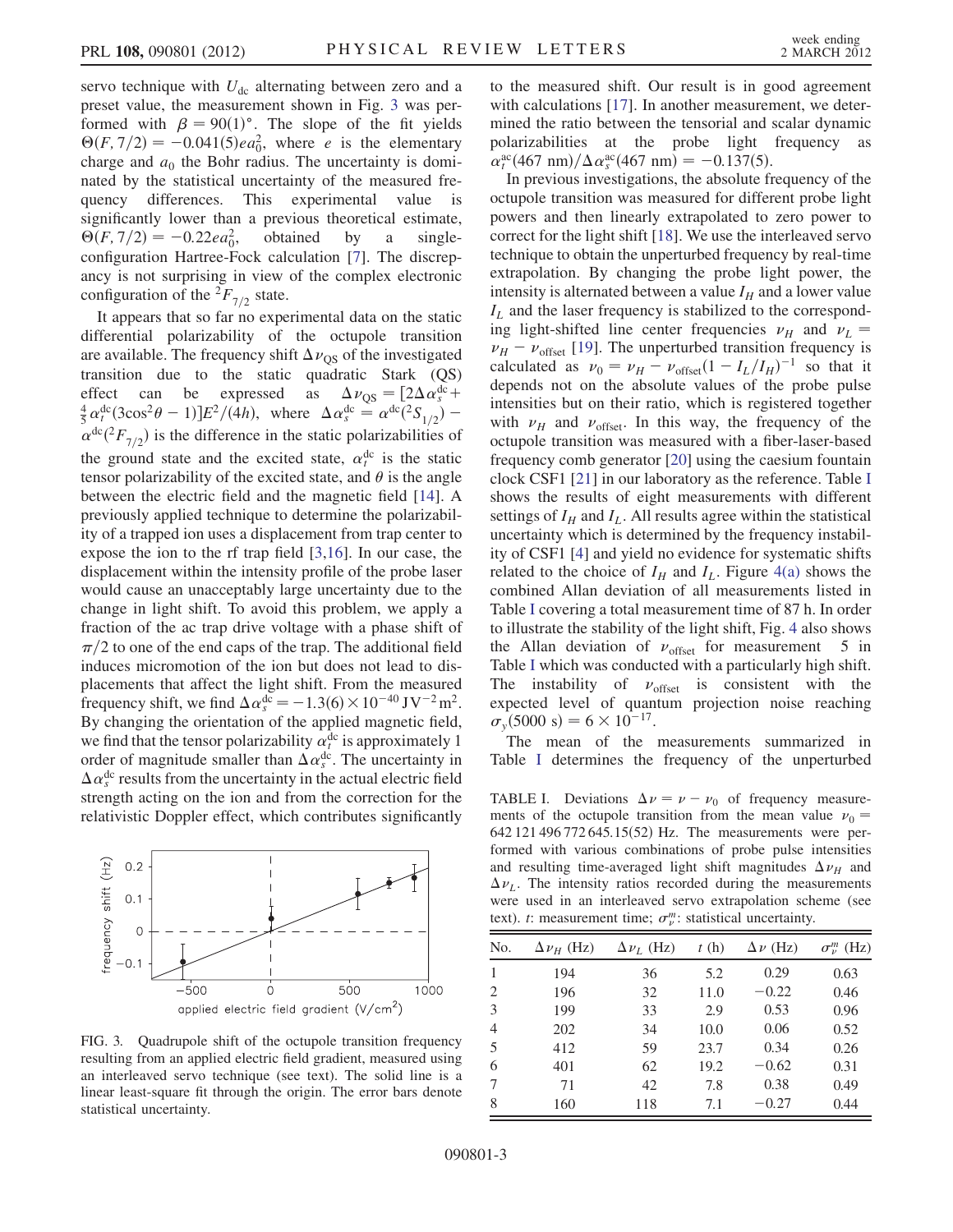servo technique with $U_{dc}$ alternating between zero and a preset value, the measurement shown in Fig. 3 was performed with $\beta = 90(1)^\circ$. The slope of the fit yields $\Theta(F, 7/2) = -0.041(5)ea_0^2$, where $e$ is the elementary charge and $a_0$ the Bohr radius. The uncertainty is dominated by the statistical uncertainty of the measured frequency differences. This experimental value is significantly lower than a previous theoretical estimate, $\Theta(F, 7/2) = -0.22ea_0^2$, obtained by a single-configuration Hartree-Fock calculation [7]. The discrepancy is not surprising in view of the complex electronic configuration of the $^2F_{7/2}$ state.

It appears that so far no experimental data on the static differential polarizability of the octupole transition are available. The frequency shift $\Delta\nu_{QS}$ of the investigated transition due to the static quadratic Stark (QS) effect can be expressed as $\Delta\nu_{QS} = [2\Delta\alpha_s^{dc} + \frac{4}{5}\alpha_t^{dc}(3\cos^2\theta - 1)]E^2/(4h)$, where $\Delta\alpha_s^{dc} = \alpha^{dc}(^2S_{1/2}) - \alpha^{dc}(^2F_{7/2})$ is the difference in the static polarizabilities of the ground state and the excited state, $\alpha_t^{dc}$ is the static tensor polarizability of the excited state, and $\theta$ is the angle between the electric field and the magnetic field [14]. A previously applied technique to determine the polarizability of a trapped ion uses a displacement from trap center to expose the ion to the rf trap field [3,16]. In our case, the displacement within the intensity profile of the probe laser would cause an unacceptably large uncertainty due to the change in light shift. To avoid this problem, we apply a fraction of the ac trap drive voltage with a phase shift of $\pi/2$ to one of the end caps of the trap. The additional field induces micromotion of the ion but does not lead to displacements that affect the light shift. From the measured frequency shift, we find $\Delta\alpha_s^{dc} = -1.3(6)\times 10^{-40}\,\mathrm{J\,V^{-2}\,m^2}$. By changing the orientation of the applied magnetic field, we find that the tensor polarizability $\alpha_t^{dc}$ is approximately 1 order of magnitude smaller than $\Delta\alpha_s^{dc}$. The uncertainty in $\Delta\alpha_s^{dc}$ results from the uncertainty in the actual electric field strength acting on the ion and from the correction for the relativistic Doppler effect, which contributes significantly to the measured shift. Our result is in good agreement with calculations [17]. In another measurement, we determined the ratio between the tensorial and scalar dynamic polarizabilities at the probe light frequency as $\alpha_t^{ac}(467\text{ nm})/\Delta\alpha_s^{ac}(467\text{ nm}) = -0.137(5)$.

FIG. 3. Quadrupole shift of the octupole transition frequency resulting from an applied electric field gradient, measured using an interleaved servo technique (see text). The solid line is a linear least-square fit through the origin. The error bars denote statistical uncertainty.

In previous investigations, the absolute frequency of the octupole transition was measured for different probe light powers and then linearly extrapolated to zero power to correct for the light shift [18]. We use the interleaved servo technique to obtain the unperturbed frequency by real-time extrapolation. By changing the probe light power, the intensity is alternated between a value $I_H$ and a lower value $I_L$ and the laser frequency is stabilized to the corresponding light-shifted line center frequencies $\nu_H$ and $\nu_L = \nu_H - \nu_{offset}$ [19]. The unperturbed transition frequency is calculated as $\nu_0 = \nu_H - \nu_{offset}(1 - I_L/I_H)^{-1}$ so that it depends not on the absolute values of the probe pulse intensities but on their ratio, which is registered together with $\nu_H$ and $\nu_{offset}$. In this way, the frequency of the octupole transition was measured with a fiber-laser-based frequency comb generator [20] using the caesium fountain clock CSF1 [21] in our laboratory as the reference. Table I shows the results of eight measurements with different settings of $I_H$ and $I_L$. All results agree within the statistical uncertainty which is determined by the frequency instability of CSF1 [4] and yield no evidence for systematic shifts related to the choice of $I_H$ and $I_L$. Figure 4(a) shows the combined Allan deviation of all measurements listed in Table I covering a total measurement time of 87 h. In order to illustrate the stability of the light shift, Fig. 4 also shows the Allan deviation of $\nu_{offset}$ for measurement 5 in Table I which was conducted with a particularly high shift. The instability of $\nu_{offset}$ is consistent with the expected level of quantum projection noise reaching $\sigma_y(5000\text{ s}) = 6\times 10^{-17}$.

The mean of the measurements summarized in Table I determines the frequency of the unperturbed

TABLE I. Deviations $\Delta\nu = \nu - \nu_0$ of frequency measurements of the octupole transition from the mean value $\nu_0 = 642\,121\,496\,772\,645.15(52)$ Hz. The measurements were performed with various combinations of probe pulse intensities and resulting time-averaged light shift magnitudes $\Delta\nu_H$ and $\Delta\nu_L$. The intensity ratios recorded during the measurements were used in an interleaved servo extrapolation scheme (see text). $t$: measurement time; $\sigma_\nu^m$: statistical uncertainty.

| No. | $\Delta\nu_H$ (Hz) | $\Delta\nu_L$ (Hz) | $t$ (h) | $\Delta\nu$ (Hz) | $\sigma_\nu^m$ (Hz) |
|---|---|---|---|---|---|
| 1 | 194 | 36 | 5.2 | 0.29 | 0.63 |
| 2 | 196 | 32 | 11.0 | −0.22 | 0.46 |
| 3 | 199 | 33 | 2.9 | 0.53 | 0.96 |
| 4 | 202 | 34 | 10.0 | 0.06 | 0.52 |
| 5 | 412 | 59 | 23.7 | 0.34 | 0.26 |
| 6 | 401 | 62 | 19.2 | −0.62 | 0.31 |
| 7 | 71 | 42 | 7.8 | 0.38 | 0.49 |
| 8 | 160 | 118 | 7.1 | −0.27 | 0.44 |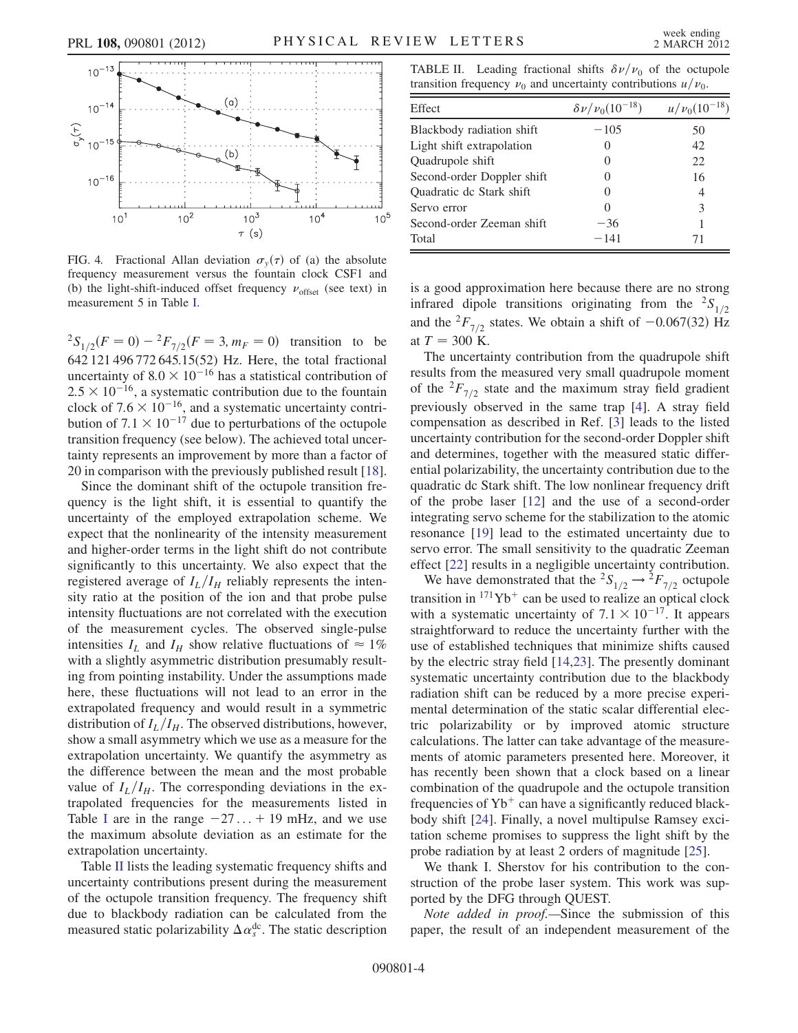$10^{-13}$
$10^{-14}$
$10^{-15}$
$10^{-16}$
$\sigma_y(\tau)$
(a)
(b)
$10^1$ $10^2$ $10^3$ $10^4$ $10^5$
$\tau$ (s)

FIG. 4. Fractional Allan deviation $\sigma_y(\tau)$ of (a) the absolute frequency measurement versus the fountain clock CSF1 and (b) the light-shift-induced offset frequency $\nu_{\mathrm{offset}}$ (see text) in measurement 5 in Table I.

${}^2S_{1/2}(F=0) - {}^2F_{7/2}(F=3, m_F=0)$ transition to be 642 121 496 772 645.15(52) Hz. Here, the total fractional uncertainty of $8.0\times10^{-16}$ has a statistical contribution of $2.5\times10^{-16}$, a systematic contribution due to the fountain clock of $7.6\times10^{-16}$, and a systematic uncertainty contribution of $7.1\times10^{-17}$ due to perturbations of the octupole transition frequency (see below). The achieved total uncertainty represents an improvement by more than a factor of 20 in comparison with the previously published result [18].

Since the dominant shift of the octupole transition frequency is the light shift, it is essential to quantify the uncertainty of the employed extrapolation scheme. We expect that the nonlinearity of the intensity measurement and higher-order terms in the light shift do not contribute significantly to this uncertainty. We also expect that the registered average of $I_L/I_H$ reliably represents the intensity ratio at the position of the ion and that probe pulse intensity fluctuations are not correlated with the execution of the measurement cycles. The observed single-pulse intensities $I_L$ and $I_H$ show relative fluctuations of $\approx 1\%$ with a slightly asymmetric distribution presumably resulting from pointing instability. Under the assumptions made here, these fluctuations will not lead to an error in the extrapolated frequency and would result in a symmetric distribution of $I_L/I_H$. The observed distributions, however, show a small asymmetry which we use as a measure for the extrapolation uncertainty. We quantify the asymmetry as the difference between the mean and the most probable value of $I_L/I_H$. The corresponding deviations in the extrapolated frequencies for the measurements listed in Table I are in the range $-27\ldots+19$ mHz, and we use the maximum absolute deviation as an estimate for the extrapolation uncertainty.

Table II lists the leading systematic frequency shifts and uncertainty contributions present during the measurement of the octupole transition frequency. The frequency shift due to blackbody radiation can be calculated from the measured static polarizability $\Delta\alpha_s^{\mathrm{dc}}$. The static description is a good approximation here because there are no strong infrared dipole transitions originating from the ${}^2S_{1/2}$ and the ${}^2F_{7/2}$ states. We obtain a shift of $-0.067(32)$ Hz at $T = 300$ K.

TABLE II. Leading fractional shifts $\delta\nu/\nu_0$ of the octupole transition frequency $\nu_0$ and uncertainty contributions $u/\nu_0$.

| Effect | $\delta\nu/\nu_0(10^{-18})$ | $u/\nu_0(10^{-18})$ |
|---|---|---|
| Blackbody radiation shift | $-105$ | 50 |
| Light shift extrapolation | 0 | 42 |
| Quadrupole shift | 0 | 22 |
| Second-order Doppler shift | 0 | 16 |
| Quadratic dc Stark shift | 0 | 4 |
| Servo error | 0 | 3 |
| Second-order Zeeman shift | $-36$ | 1 |
| Total | $-141$ | 71 |

The uncertainty contribution from the quadrupole shift results from the measured very small quadrupole moment of the ${}^2F_{7/2}$ state and the maximum stray field gradient previously observed in the same trap [4]. A stray field compensation as described in Ref. [3] leads to the listed uncertainty contribution for the second-order Doppler shift and determines, together with the measured static differential polarizability, the uncertainty contribution due to the quadratic dc Stark shift. The low nonlinear frequency drift of the probe laser [12] and the use of a second-order integrating servo scheme for the stabilization to the atomic resonance [19] lead to the estimated uncertainty due to servo error. The small sensitivity to the quadratic Zeeman effect [22] results in a negligible uncertainty contribution.

We have demonstrated that the ${}^2S_{1/2} \rightarrow {}^2F_{7/2}$ octupole transition in ${}^{171}\mathrm{Yb}^+$ can be used to realize an optical clock with a systematic uncertainty of $7.1\times10^{-17}$. It appears straightforward to reduce the uncertainty further with the use of established techniques that minimize shifts caused by the electric stray field [14,23]. The presently dominant systematic uncertainty contribution due to the blackbody radiation shift can be reduced by a more precise experimental determination of the static scalar differential electric polarizability or by improved atomic structure calculations. The latter can take advantage of the measurements of atomic parameters presented here. Moreover, it has recently been shown that a clock based on a linear combination of the quadrupole and the octupole transition frequencies of $\mathrm{Yb}^+$ can have a significantly reduced blackbody shift [24]. Finally, a novel multipulse Ramsey excitation scheme promises to suppress the light shift by the probe radiation by at least 2 orders of magnitude [25].

We thank I. Sherstov for his contribution to the construction of the probe laser system. This work was supported by the DFG through QUEST.

*Note added in proof.*—Since the submission of this paper, the result of an independent measurement of the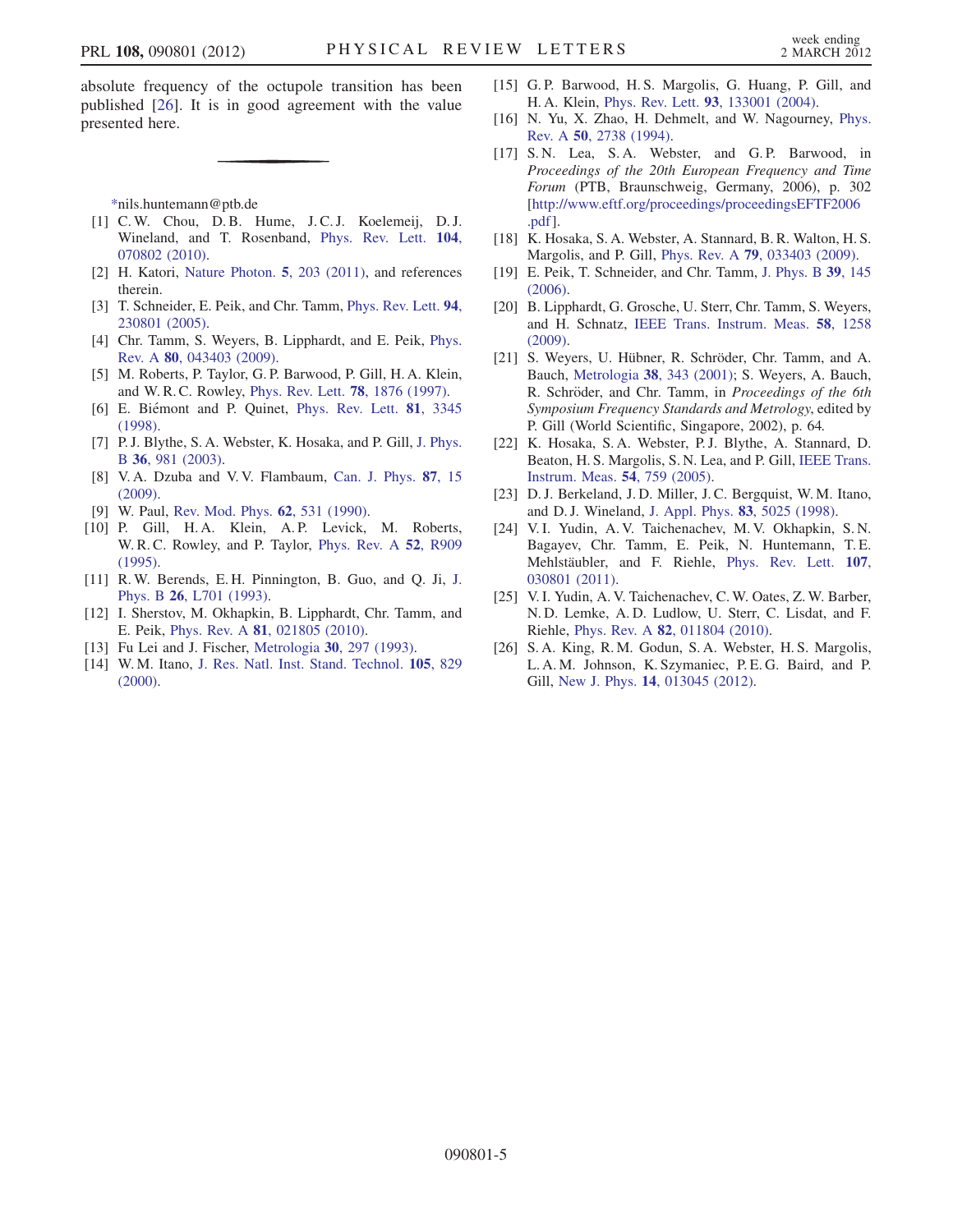absolute frequency of the octupole transition has been published [26]. It is in good agreement with the value presented here.

---

*nils.huntemann@ptb.de

[1] C. W. Chou, D. B. Hume, J. C. J. Koelemeij, D. J. Wineland, and T. Rosenband, Phys. Rev. Lett. **104**, 070802 (2010).

[2] H. Katori, Nature Photon. **5**, 203 (2011), and references therein.

[3] T. Schneider, E. Peik, and Chr. Tamm, Phys. Rev. Lett. **94**, 230801 (2005).

[4] Chr. Tamm, S. Weyers, B. Lipphardt, and E. Peik, Phys. Rev. A **80**, 043403 (2009).

[5] M. Roberts, P. Taylor, G. P. Barwood, P. Gill, H. A. Klein, and W. R. C. Rowley, Phys. Rev. Lett. **78**, 1876 (1997).

[6] E. Biémont and P. Quinet, Phys. Rev. Lett. **81**, 3345 (1998).

[7] P. J. Blythe, S. A. Webster, K. Hosaka, and P. Gill, J. Phys. B **36**, 981 (2003).

[8] V. A. Dzuba and V. V. Flambaum, Can. J. Phys. **87**, 15 (2009).

[9] W. Paul, Rev. Mod. Phys. **62**, 531 (1990).

[10] P. Gill, H. A. Klein, A. P. Levick, M. Roberts, W. R. C. Rowley, and P. Taylor, Phys. Rev. A **52**, R909 (1995).

[11] R. W. Berends, E. H. Pinnington, B. Guo, and Q. Ji, J. Phys. B **26**, L701 (1993).

[12] I. Sherstov, M. Okhapkin, B. Lipphardt, Chr. Tamm, and E. Peik, Phys. Rev. A **81**, 021805 (2010).

[13] Fu Lei and J. Fischer, Metrologia **30**, 297 (1993).

[14] W. M. Itano, J. Res. Natl. Inst. Stand. Technol. **105**, 829 (2000).

[15] G. P. Barwood, H. S. Margolis, G. Huang, P. Gill, and H. A. Klein, Phys. Rev. Lett. **93**, 133001 (2004).

[16] N. Yu, X. Zhao, H. Dehmelt, and W. Nagourney, Phys. Rev. A **50**, 2738 (1994).

[17] S. N. Lea, S. A. Webster, and G. P. Barwood, in *Proceedings of the 20th European Frequency and Time Forum* (PTB, Braunschweig, Germany, 2006), p. 302 [http://www.eftf.org/proceedings/proceedingsEFTF2006.pdf].

[18] K. Hosaka, S. A. Webster, A. Stannard, B. R. Walton, H. S. Margolis, and P. Gill, Phys. Rev. A **79**, 033403 (2009).

[19] E. Peik, T. Schneider, and Chr. Tamm, J. Phys. B **39**, 145 (2006).

[20] B. Lipphardt, G. Grosche, U. Sterr, Chr. Tamm, S. Weyers, and H. Schnatz, IEEE Trans. Instrum. Meas. **58**, 1258 (2009).

[21] S. Weyers, U. Hübner, R. Schröder, Chr. Tamm, and A. Bauch, Metrologia **38**, 343 (2001); S. Weyers, A. Bauch, R. Schröder, and Chr. Tamm, in *Proceedings of the 6th Symposium Frequency Standards and Metrology*, edited by P. Gill (World Scientific, Singapore, 2002), p. 64.

[22] K. Hosaka, S. A. Webster, P. J. Blythe, A. Stannard, D. Beaton, H. S. Margolis, S. N. Lea, and P. Gill, IEEE Trans. Instrum. Meas. **54**, 759 (2005).

[23] D. J. Berkeland, J. D. Miller, J. C. Bergquist, W. M. Itano, and D. J. Wineland, J. Appl. Phys. **83**, 5025 (1998).

[24] V. I. Yudin, A. V. Taichenachev, M. V. Okhapkin, S. N. Bagayev, Chr. Tamm, E. Peik, N. Huntemann, T. E. Mehlstäubler, and F. Riehle, Phys. Rev. Lett. **107**, 030801 (2011).

[25] V. I. Yudin, A. V. Taichenachev, C. W. Oates, Z. W. Barber, N. D. Lemke, A. D. Ludlow, U. Sterr, C. Lisdat, and F. Riehle, Phys. Rev. A **82**, 011804 (2010).

[26] S. A. King, R. M. Godun, S. A. Webster, H. S. Margolis, L. A. M. Johnson, K. Szymaniec, P. E. G. Baird, and P. Gill, New J. Phys. **14**, 013045 (2012).